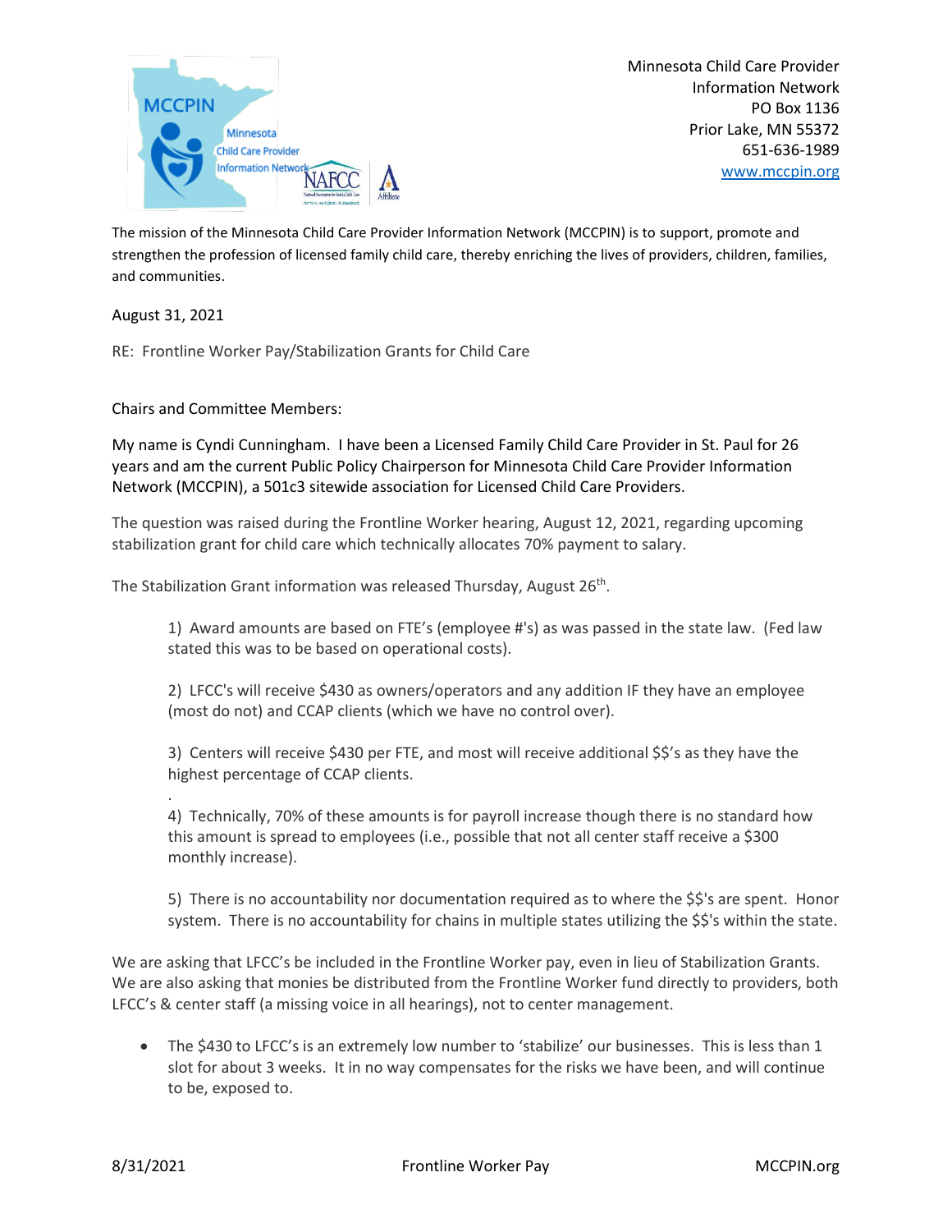Minnesota Child Care Provider
Information Network
PO Box 1136
Prior Lake, MN 55372
651-636-1989
www.mccpin.org

The mission of the Minnesota Child Care Provider Information Network (MCCPIN) is to support, promote and strengthen the profession of licensed family child care, thereby enriching the lives of providers, children, families, and communities.

August 31, 2021

RE: Frontline Worker Pay/Stabilization Grants for Child Care

Chairs and Committee Members:

My name is Cyndi Cunningham. I have been a Licensed Family Child Care Provider in St. Paul for 26 years and am the current Public Policy Chairperson for Minnesota Child Care Provider Information Network (MCCPIN), a 501c3 sitewide association for Licensed Child Care Providers.

The question was raised during the Frontline Worker hearing, August 12, 2021, regarding upcoming stabilization grant for child care which technically allocates 70% payment to salary.

The Stabilization Grant information was released Thursday, August 26th.

1) Award amounts are based on FTE's (employee #'s) as was passed in the state law. (Fed law stated this was to be based on operational costs).

2) LFCC's will receive $430 as owners/operators and any addition IF they have an employee (most do not) and CCAP clients (which we have no control over).

3) Centers will receive $430 per FTE, and most will receive additional $$'s as they have the highest percentage of CCAP clients.

.

4) Technically, 70% of these amounts is for payroll increase though there is no standard how this amount is spread to employees (i.e., possible that not all center staff receive a $300 monthly increase).

5) There is no accountability nor documentation required as to where the $$'s are spent. Honor system. There is no accountability for chains in multiple states utilizing the $$'s within the state.

We are asking that LFCC's be included in the Frontline Worker pay, even in lieu of Stabilization Grants. We are also asking that monies be distributed from the Frontline Worker fund directly to providers, both LFCC's & center staff (a missing voice in all hearings), not to center management.

- The $430 to LFCC's is an extremely low number to 'stabilize' our businesses. This is less than 1 slot for about 3 weeks. It in no way compensates for the risks we have been, and will continue to be, exposed to.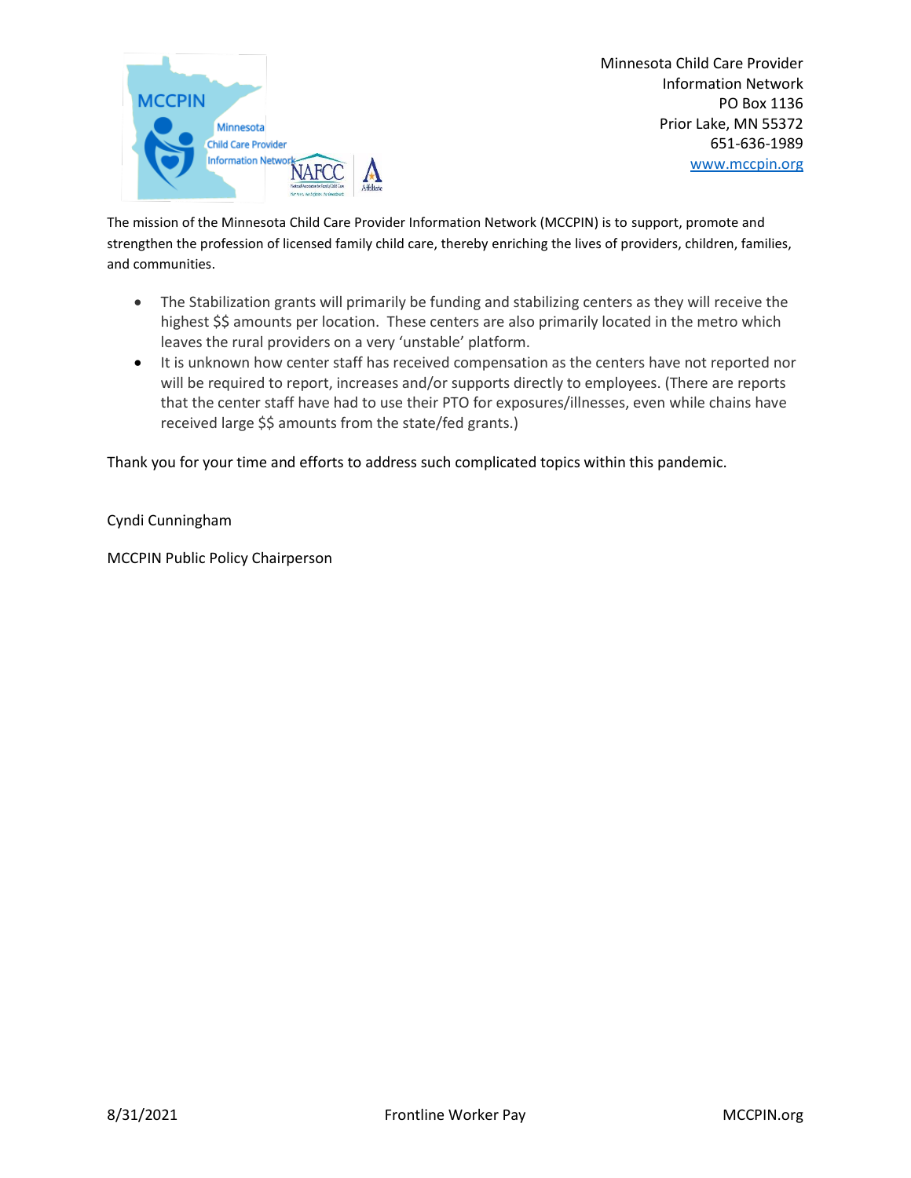Minnesota Child Care Provider
Information Network
PO Box 1136
Prior Lake, MN 55372
651-636-1989
[www.mccpin.org](http://www.mccpin.org)

The mission of the Minnesota Child Care Provider Information Network (MCCPIN) is to support, promote and strengthen the profession of licensed family child care, thereby enriching the lives of providers, children, families, and communities.

- The Stabilization grants will primarily be funding and stabilizing centers as they will receive the highest $$ amounts per location. These centers are also primarily located in the metro which leaves the rural providers on a very 'unstable' platform.
- It is unknown how center staff has received compensation as the centers have not reported nor will be required to report, increases and/or supports directly to employees. (There are reports that the center staff have had to use their PTO for exposures/illnesses, even while chains have received large $$ amounts from the state/fed grants.)

Thank you for your time and efforts to address such complicated topics within this pandemic.

Cyndi Cunningham

MCCPIN Public Policy Chairperson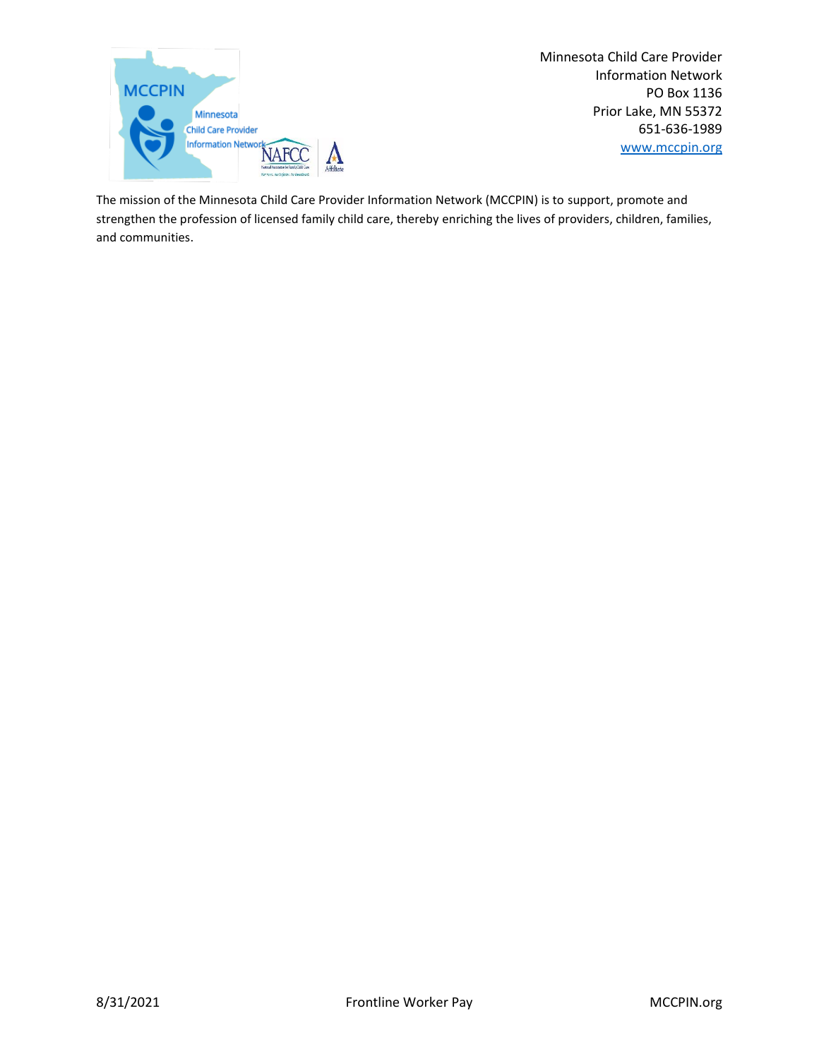Minnesota Child Care Provider
Information Network
PO Box 1136
Prior Lake, MN 55372
651-636-1989
www.mccpin.org

The mission of the Minnesota Child Care Provider Information Network (MCCPIN) is to support, promote and strengthen the profession of licensed family child care, thereby enriching the lives of providers, children, families, and communities.